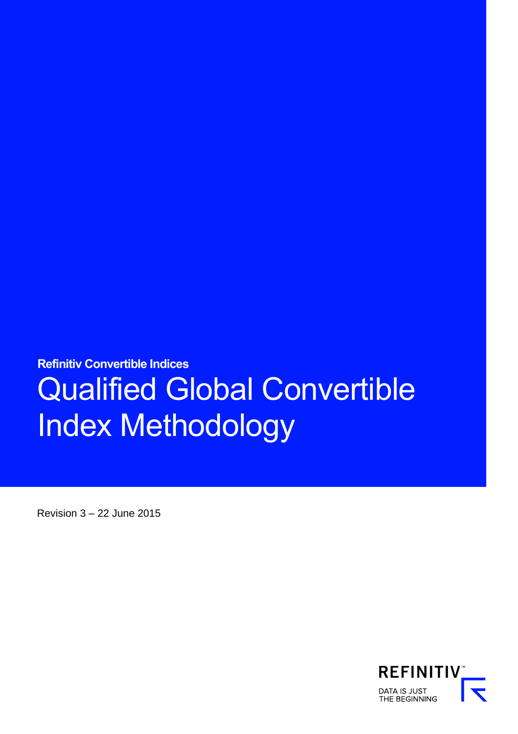**Refinitiv Convertible Indices**

# Qualified Global Convertible Index Methodology

Revision 3 – 22 June 2015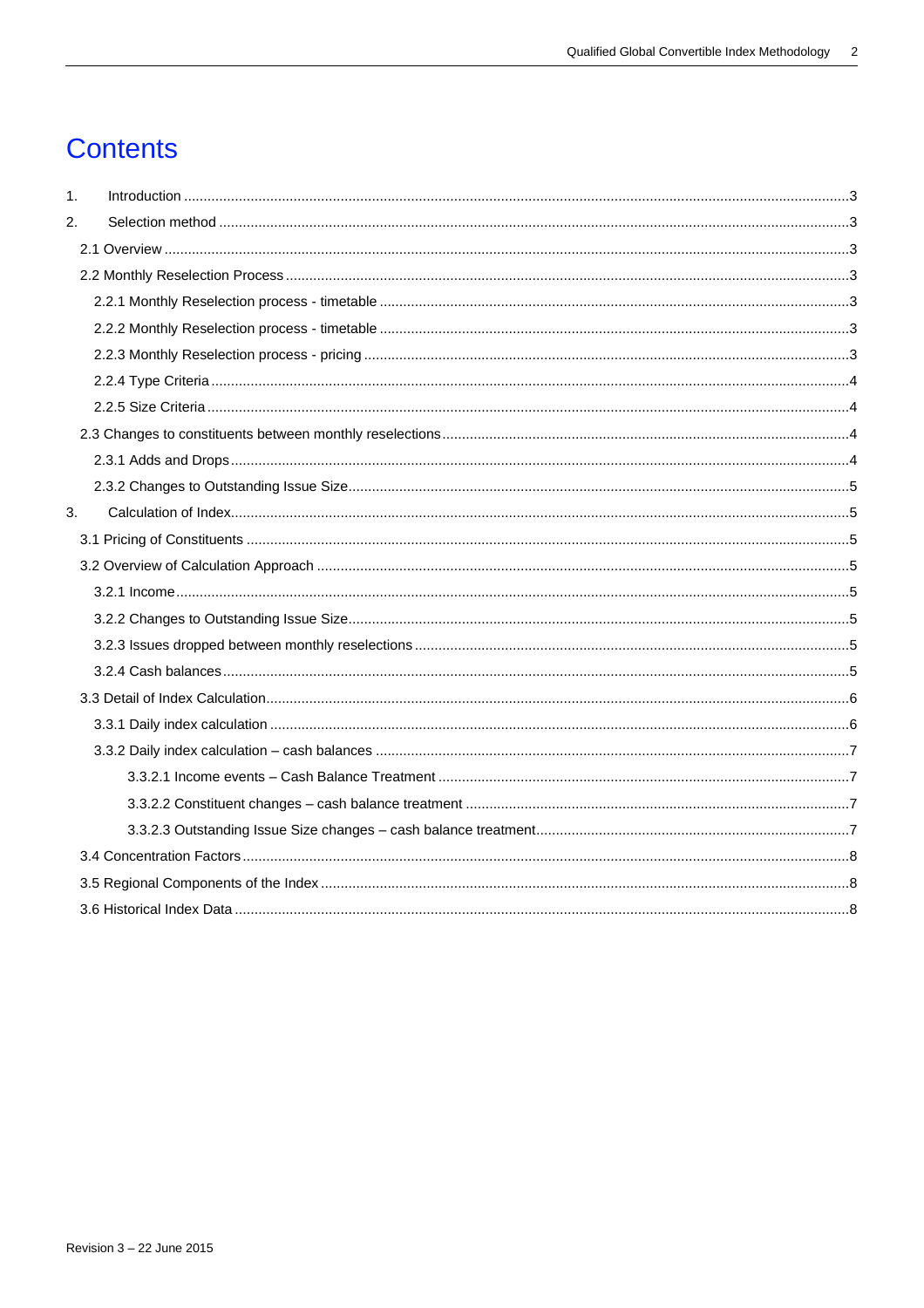# Contents

1. Introduction .......... 3
2. Selection method .......... 3
   - 2.1 Overview .......... 3
   - 2.2 Monthly Reselection Process .......... 3
     - 2.2.1 Monthly Reselection process - timetable .......... 3
     - 2.2.2 Monthly Reselection process - timetable .......... 3
     - 2.2.3 Monthly Reselection process - pricing .......... 3
     - 2.2.4 Type Criteria .......... 4
     - 2.2.5 Size Criteria .......... 4
   - 2.3 Changes to constituents between monthly reselections .......... 4
     - 2.3.1 Adds and Drops .......... 4
     - 2.3.2 Changes to Outstanding Issue Size .......... 5
3. Calculation of Index .......... 5
   - 3.1 Pricing of Constituents .......... 5
   - 3.2 Overview of Calculation Approach .......... 5
     - 3.2.1 Income .......... 5
     - 3.2.2 Changes to Outstanding Issue Size .......... 5
     - 3.2.3 Issues dropped between monthly reselections .......... 5
     - 3.2.4 Cash balances .......... 5
   - 3.3 Detail of Index Calculation .......... 6
     - 3.3.1 Daily index calculation .......... 6
     - 3.3.2 Daily index calculation – cash balances .......... 7
       - 3.3.2.1 Income events – Cash Balance Treatment .......... 7
       - 3.3.2.2 Constituent changes – cash balance treatment .......... 7
       - 3.3.2.3 Outstanding Issue Size changes – cash balance treatment .......... 7
   - 3.4 Concentration Factors .......... 8
   - 3.5 Regional Components of the Index .......... 8
   - 3.6 Historical Index Data .......... 8

Revision 3 – 22 June 2015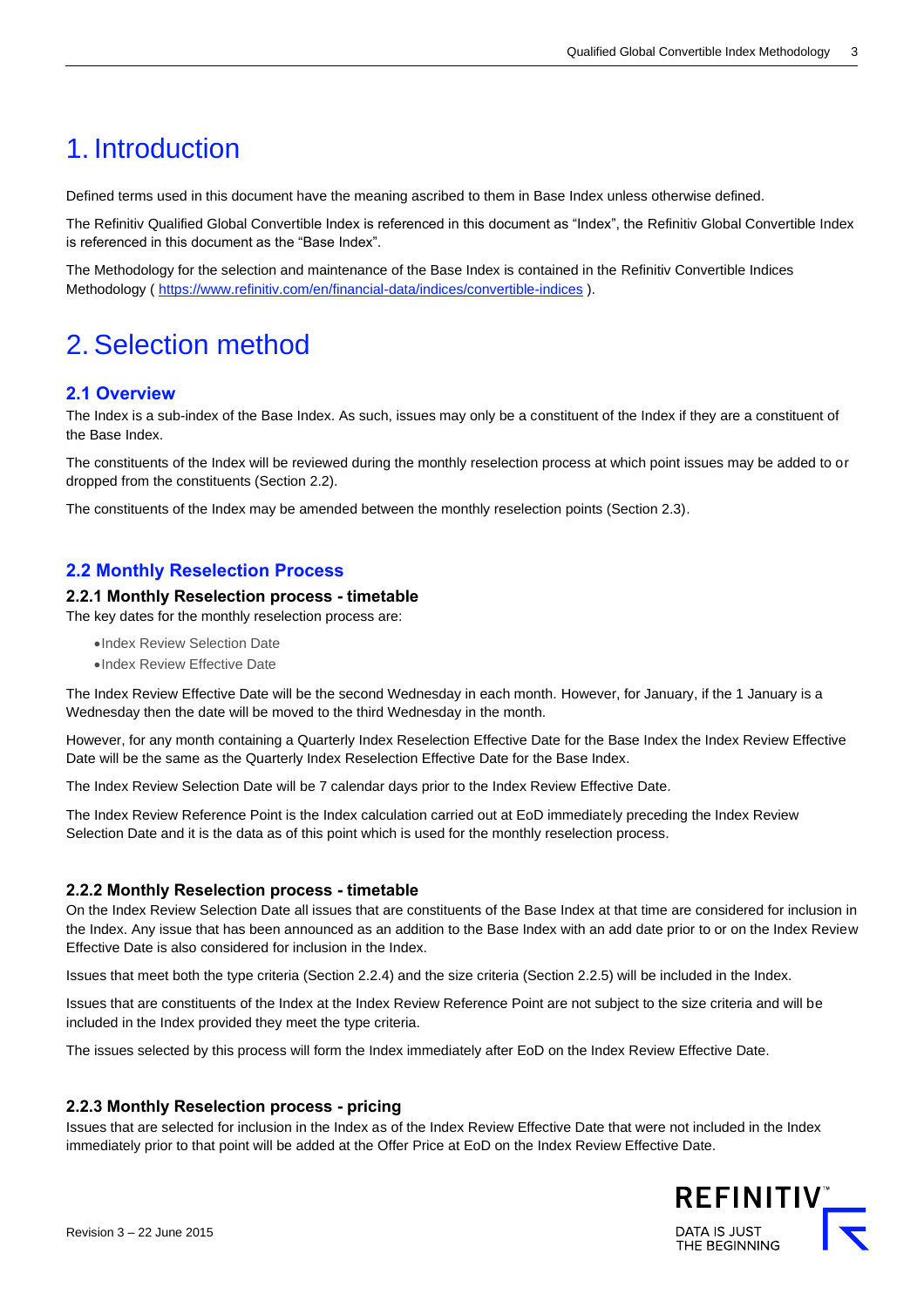# 1. Introduction

Defined terms used in this document have the meaning ascribed to them in Base Index unless otherwise defined.

The Refinitiv Qualified Global Convertible Index is referenced in this document as "Index", the Refinitiv Global Convertible Index is referenced in this document as the "Base Index".

The Methodology for the selection and maintenance of the Base Index is contained in the Refinitiv Convertible Indices Methodology ( https://www.refinitiv.com/en/financial-data/indices/convertible-indices ).

# 2. Selection method

## 2.1 Overview

The Index is a sub-index of the Base Index. As such, issues may only be a constituent of the Index if they are a constituent of the Base Index.

The constituents of the Index will be reviewed during the monthly reselection process at which point issues may be added to or dropped from the constituents (Section 2.2).

The constituents of the Index may be amended between the monthly reselection points (Section 2.3).

## 2.2 Monthly Reselection Process

### 2.2.1 Monthly Reselection process - timetable

The key dates for the monthly reselection process are:

- Index Review Selection Date
- Index Review Effective Date

The Index Review Effective Date will be the second Wednesday in each month. However, for January, if the 1 January is a Wednesday then the date will be moved to the third Wednesday in the month.

However, for any month containing a Quarterly Index Reselection Effective Date for the Base Index the Index Review Effective Date will be the same as the Quarterly Index Reselection Effective Date for the Base Index.

The Index Review Selection Date will be 7 calendar days prior to the Index Review Effective Date.

The Index Review Reference Point is the Index calculation carried out at EoD immediately preceding the Index Review Selection Date and it is the data as of this point which is used for the monthly reselection process.

### 2.2.2 Monthly Reselection process - timetable

On the Index Review Selection Date all issues that are constituents of the Base Index at that time are considered for inclusion in the Index. Any issue that has been announced as an addition to the Base Index with an add date prior to or on the Index Review Effective Date is also considered for inclusion in the Index.

Issues that meet both the type criteria (Section 2.2.4) and the size criteria (Section 2.2.5) will be included in the Index.

Issues that are constituents of the Index at the Index Review Reference Point are not subject to the size criteria and will be included in the Index provided they meet the type criteria.

The issues selected by this process will form the Index immediately after EoD on the Index Review Effective Date.

### 2.2.3 Monthly Reselection process - pricing

Issues that are selected for inclusion in the Index as of the Index Review Effective Date that were not included in the Index immediately prior to that point will be added at the Offer Price at EoD on the Index Review Effective Date.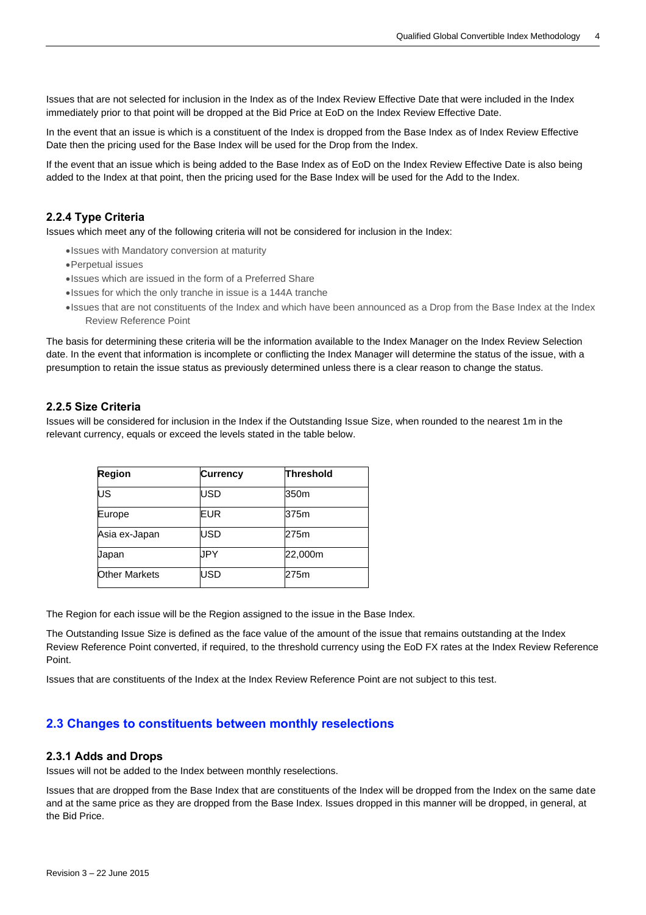Issues that are not selected for inclusion in the Index as of the Index Review Effective Date that were included in the Index immediately prior to that point will be dropped at the Bid Price at EoD on the Index Review Effective Date.

In the event that an issue is which is a constituent of the Index is dropped from the Base Index as of Index Review Effective Date then the pricing used for the Base Index will be used for the Drop from the Index.

If the event that an issue which is being added to the Base Index as of EoD on the Index Review Effective Date is also being added to the Index at that point, then the pricing used for the Base Index will be used for the Add to the Index.

### 2.2.4 Type Criteria

Issues which meet any of the following criteria will not be considered for inclusion in the Index:

- Issues with Mandatory conversion at maturity
- Perpetual issues
- Issues which are issued in the form of a Preferred Share
- Issues for which the only tranche in issue is a 144A tranche
- Issues that are not constituents of the Index and which have been announced as a Drop from the Base Index at the Index Review Reference Point

The basis for determining these criteria will be the information available to the Index Manager on the Index Review Selection date. In the event that information is incomplete or conflicting the Index Manager will determine the status of the issue, with a presumption to retain the issue status as previously determined unless there is a clear reason to change the status.

### 2.2.5 Size Criteria

Issues will be considered for inclusion in the Index if the Outstanding Issue Size, when rounded to the nearest 1m in the relevant currency, equals or exceed the levels stated in the table below.

| Region | Currency | Threshold |
|---|---|---|
| US | USD | 350m |
| Europe | EUR | 375m |
| Asia ex-Japan | USD | 275m |
| Japan | JPY | 22,000m |
| Other Markets | USD | 275m |

The Region for each issue will be the Region assigned to the issue in the Base Index.

The Outstanding Issue Size is defined as the face value of the amount of the issue that remains outstanding at the Index Review Reference Point converted, if required, to the threshold currency using the EoD FX rates at the Index Review Reference Point.

Issues that are constituents of the Index at the Index Review Reference Point are not subject to this test.

## 2.3 Changes to constituents between monthly reselections

### 2.3.1 Adds and Drops

Issues will not be added to the Index between monthly reselections.

Issues that are dropped from the Base Index that are constituents of the Index will be dropped from the Index on the same date and at the same price as they are dropped from the Base Index. Issues dropped in this manner will be dropped, in general, at the Bid Price.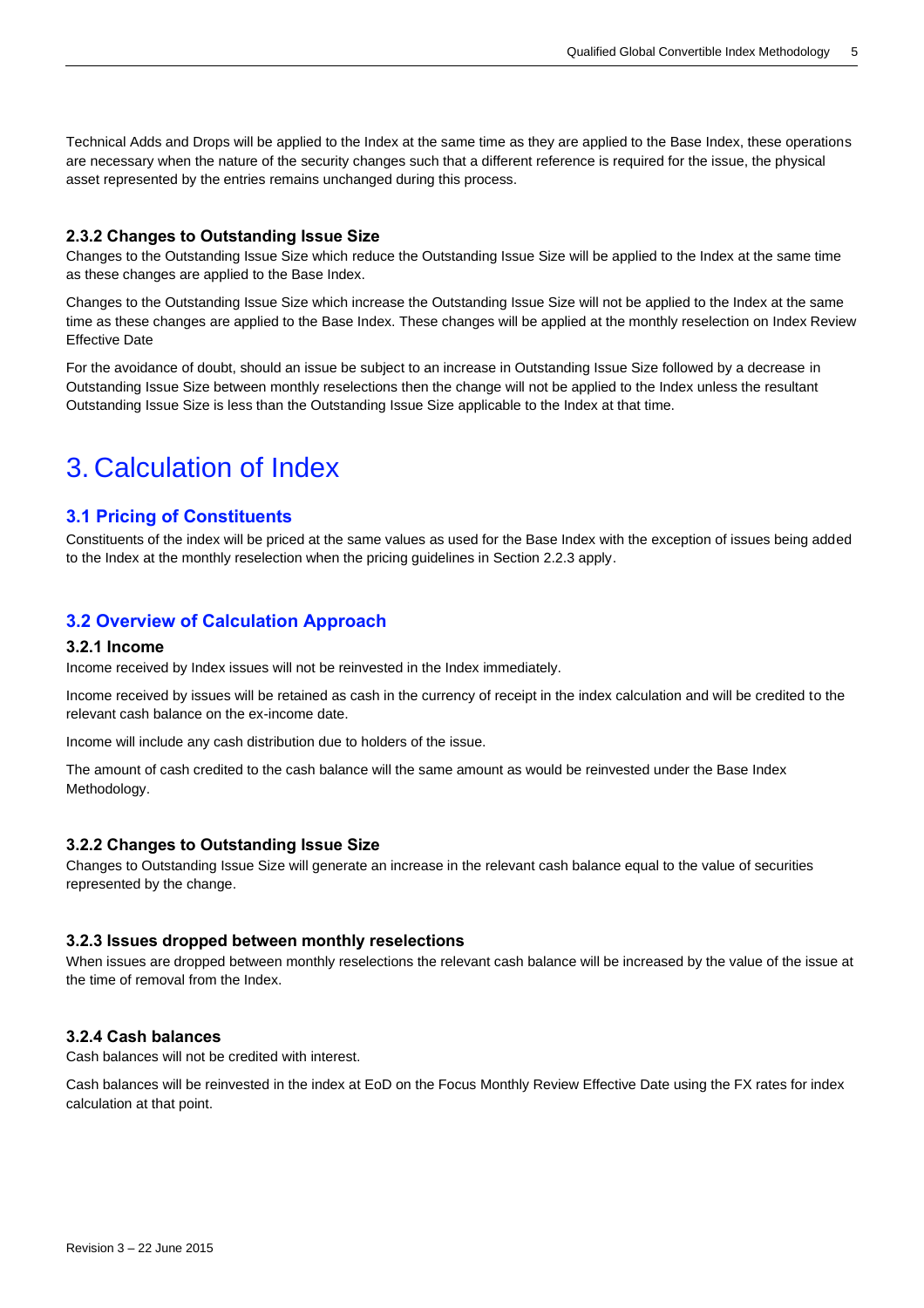Technical Adds and Drops will be applied to the Index at the same time as they are applied to the Base Index, these operations are necessary when the nature of the security changes such that a different reference is required for the issue, the physical asset represented by the entries remains unchanged during this process.

### 2.3.2 Changes to Outstanding Issue Size

Changes to the Outstanding Issue Size which reduce the Outstanding Issue Size will be applied to the Index at the same time as these changes are applied to the Base Index.

Changes to the Outstanding Issue Size which increase the Outstanding Issue Size will not be applied to the Index at the same time as these changes are applied to the Base Index. These changes will be applied at the monthly reselection on Index Review Effective Date

For the avoidance of doubt, should an issue be subject to an increase in Outstanding Issue Size followed by a decrease in Outstanding Issue Size between monthly reselections then the change will not be applied to the Index unless the resultant Outstanding Issue Size is less than the Outstanding Issue Size applicable to the Index at that time.

# 3. Calculation of Index

## 3.1 Pricing of Constituents

Constituents of the index will be priced at the same values as used for the Base Index with the exception of issues being added to the Index at the monthly reselection when the pricing guidelines in Section 2.2.3 apply.

## 3.2 Overview of Calculation Approach

### 3.2.1 Income

Income received by Index issues will not be reinvested in the Index immediately.

Income received by issues will be retained as cash in the currency of receipt in the index calculation and will be credited to the relevant cash balance on the ex-income date.

Income will include any cash distribution due to holders of the issue.

The amount of cash credited to the cash balance will the same amount as would be reinvested under the Base Index Methodology.

### 3.2.2 Changes to Outstanding Issue Size

Changes to Outstanding Issue Size will generate an increase in the relevant cash balance equal to the value of securities represented by the change.

### 3.2.3 Issues dropped between monthly reselections

When issues are dropped between monthly reselections the relevant cash balance will be increased by the value of the issue at the time of removal from the Index.

### 3.2.4 Cash balances

Cash balances will not be credited with interest.

Cash balances will be reinvested in the index at EoD on the Focus Monthly Review Effective Date using the FX rates for index calculation at that point.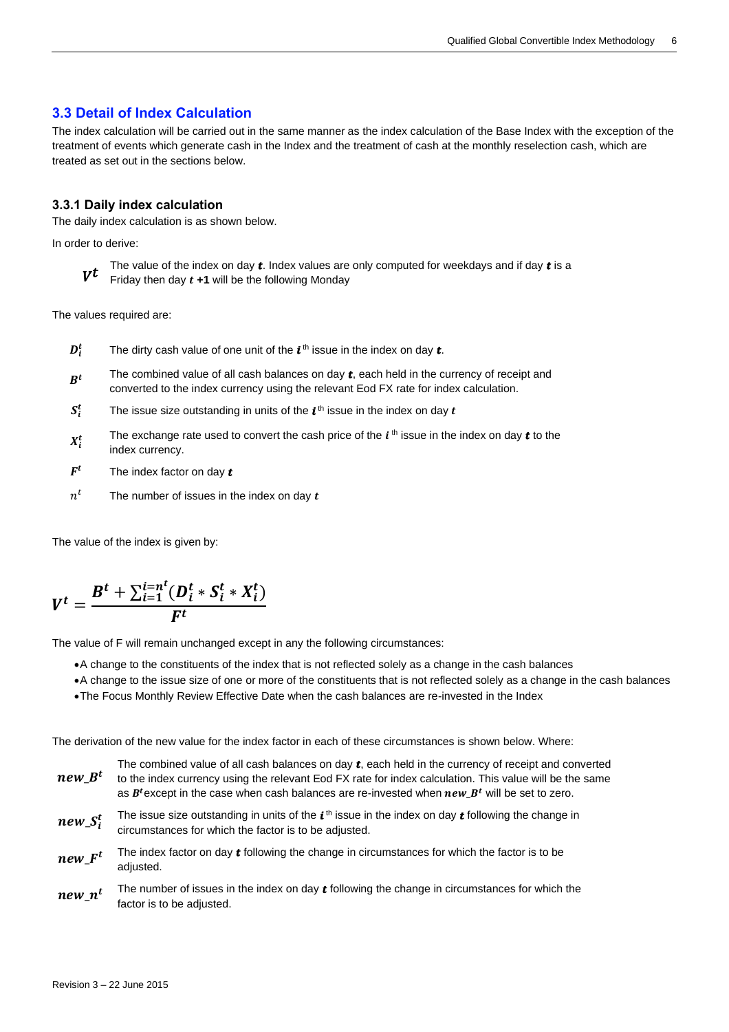## 3.3 Detail of Index Calculation

The index calculation will be carried out in the same manner as the index calculation of the Base Index with the exception of the treatment of events which generate cash in the Index and the treatment of cash at the monthly reselection cash, which are treated as set out in the sections below.

### 3.3.1 Daily index calculation

The daily index calculation is as shown below.

In order to derive:

$V^t$ The value of the index on day $t$. Index values are only computed for weekdays and if day $t$ is a Friday then day $t$ **+1** will be the following Monday

The values required are:

$D_i^t$ The dirty cash value of one unit of the $i$ th issue in the index on day $t$.

$B^t$ The combined value of all cash balances on day $t$, each held in the currency of receipt and converted to the index currency using the relevant Eod FX rate for index calculation.

$S_i^t$ The issue size outstanding in units of the $i$ th issue in the index on day $t$

$X_i^t$ The exchange rate used to convert the cash price of the $i$ th issue in the index on day $t$ to the index currency.

$F^t$ The index factor on day $t$

$n^t$ The number of issues in the index on day $t$

The value of the index is given by:

$$V^t = \frac{B^t + \sum_{i=1}^{i=n^t}(D_i^t * S_i^t * X_i^t)}{F^t}$$

The value of F will remain unchanged except in any the following circumstances:

- A change to the constituents of the index that is not reflected solely as a change in the cash balances
- A change to the issue size of one or more of the constituents that is not reflected solely as a change in the cash balances
- The Focus Monthly Review Effective Date when the cash balances are re-invested in the Index

The derivation of the new value for the index factor in each of these circumstances is shown below. Where:

$new\_B^t$ The combined value of all cash balances on day $t$, each held in the currency of receipt and converted to the index currency using the relevant Eod FX rate for index calculation. This value will be the same as $B^t$ except in the case when cash balances are re-invested when $new\_B^t$ will be set to zero.

$new\_S_i^t$ The issue size outstanding in units of the $i$ th issue in the index on day $t$ following the change in circumstances for which the factor is to be adjusted.

$new\_F^t$ The index factor on day $t$ following the change in circumstances for which the factor is to be adjusted.

$new\_n^t$ The number of issues in the index on day $t$ following the change in circumstances for which the factor is to be adjusted.

Revision 3 – 22 June 2015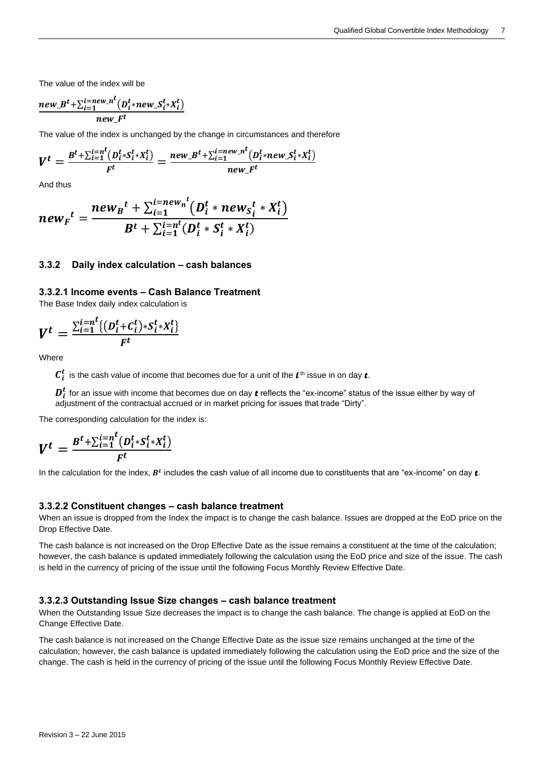The value of the index will be

$$\frac{new\_B^t + \sum_{i=1}^{i=new\_n^t}\left(D_i^t * new\_S_i^t * X_i^t\right)}{new\_F^t}$$

The value of the index is unchanged by the change in circumstances and therefore

$$V^t = \frac{B^t + \sum_{i=1}^{i=n^t}\left(D_i^t * S_i^t * X_i^t\right)}{F^t} = \frac{new\_B^t + \sum_{i=1}^{i=new\_n^t}\left(D_i^t * new\_S_i^t * X_i^t\right)}{new\_F^t}$$

And thus

$$new_F{}^t = \frac{new_B{}^t + \sum_{i=1}^{i=new_n{}^t}\left(D_i^t * new_{S_i}{}^t * X_i^t\right)}{B^t + \sum_{i=1}^{i=n^t}\left(D_i^t * S_i^t * X_i^t\right)}$$

### 3.3.2 Daily index calculation – cash balances

#### 3.3.2.1 Income events – Cash Balance Treatment

The Base Index daily index calculation is

$$V^t = \frac{\sum_{i=1}^{i=n^t}\left\{\left(D_i^t + C_i^t\right) * S_i^t * X_i^t\right\}}{F^t}$$

Where

$C_i^t$ is the cash value of income that becomes due for a unit of the $i^{th}$ issue in on day $t$.

$D_i^t$ for an issue with income that becomes due on day $t$ reflects the "ex-income" status of the issue either by way of adjustment of the contractual accrued or in market pricing for issues that trade "Dirty".

The corresponding calculation for the index is:

$$V^t = \frac{B^t + \sum_{i=1}^{i=n^t}\left(D_i^t * S_i^t * X_i^t\right)}{F^t}$$

In the calculation for the index, $B^t$ includes the cash value of all income due to constituents that are "ex-income" on day $t$.

#### 3.3.2.2 Constituent changes – cash balance treatment

When an issue is dropped from the Index the impact is to change the cash balance. Issues are dropped at the EoD price on the Drop Effective Date.

The cash balance is not increased on the Drop Effective Date as the issue remains a constituent at the time of the calculation; however, the cash balance is updated immediately following the calculation using the EoD price and size of the issue. The cash is held in the currency of pricing of the issue until the following Focus Monthly Review Effective Date.

#### 3.3.2.3 Outstanding Issue Size changes – cash balance treatment

When the Outstanding Issue Size decreases the impact is to change the cash balance. The change is applied at EoD on the Change Effective Date.

The cash balance is not increased on the Change Effective Date as the issue size remains unchanged at the time of the calculation; however, the cash balance is updated immediately following the calculation using the EoD price and the size of the change. The cash is held in the currency of pricing of the issue until the following Focus Monthly Review Effective Date.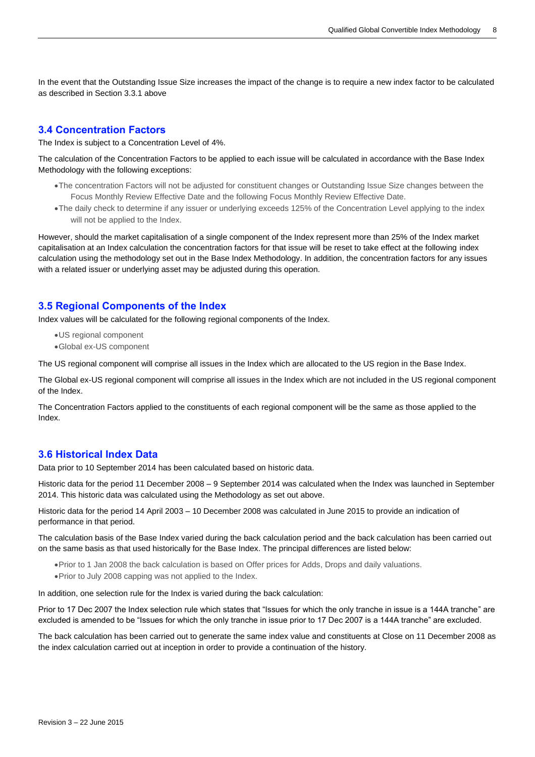In the event that the Outstanding Issue Size increases the impact of the change is to require a new index factor to be calculated as described in Section 3.3.1 above

## 3.4 Concentration Factors

The Index is subject to a Concentration Level of 4%.

The calculation of the Concentration Factors to be applied to each issue will be calculated in accordance with the Base Index Methodology with the following exceptions:

- The concentration Factors will not be adjusted for constituent changes or Outstanding Issue Size changes between the Focus Monthly Review Effective Date and the following Focus Monthly Review Effective Date.
- The daily check to determine if any issuer or underlying exceeds 125% of the Concentration Level applying to the index will not be applied to the Index.

However, should the market capitalisation of a single component of the Index represent more than 25% of the Index market capitalisation at an Index calculation the concentration factors for that issue will be reset to take effect at the following index calculation using the methodology set out in the Base Index Methodology. In addition, the concentration factors for any issues with a related issuer or underlying asset may be adjusted during this operation.

## 3.5 Regional Components of the Index

Index values will be calculated for the following regional components of the Index.

- US regional component
- Global ex-US component

The US regional component will comprise all issues in the Index which are allocated to the US region in the Base Index.

The Global ex-US regional component will comprise all issues in the Index which are not included in the US regional component of the Index.

The Concentration Factors applied to the constituents of each regional component will be the same as those applied to the Index.

## 3.6 Historical Index Data

Data prior to 10 September 2014 has been calculated based on historic data.

Historic data for the period 11 December 2008 – 9 September 2014 was calculated when the Index was launched in September 2014. This historic data was calculated using the Methodology as set out above.

Historic data for the period 14 April 2003 – 10 December 2008 was calculated in June 2015 to provide an indication of performance in that period.

The calculation basis of the Base Index varied during the back calculation period and the back calculation has been carried out on the same basis as that used historically for the Base Index. The principal differences are listed below:

- Prior to 1 Jan 2008 the back calculation is based on Offer prices for Adds, Drops and daily valuations.
- Prior to July 2008 capping was not applied to the Index.

In addition, one selection rule for the Index is varied during the back calculation:

Prior to 17 Dec 2007 the Index selection rule which states that "Issues for which the only tranche in issue is a 144A tranche" are excluded is amended to be "Issues for which the only tranche in issue prior to 17 Dec 2007 is a 144A tranche" are excluded.

The back calculation has been carried out to generate the same index value and constituents at Close on 11 December 2008 as the index calculation carried out at inception in order to provide a continuation of the history.

Revision 3 – 22 June 2015